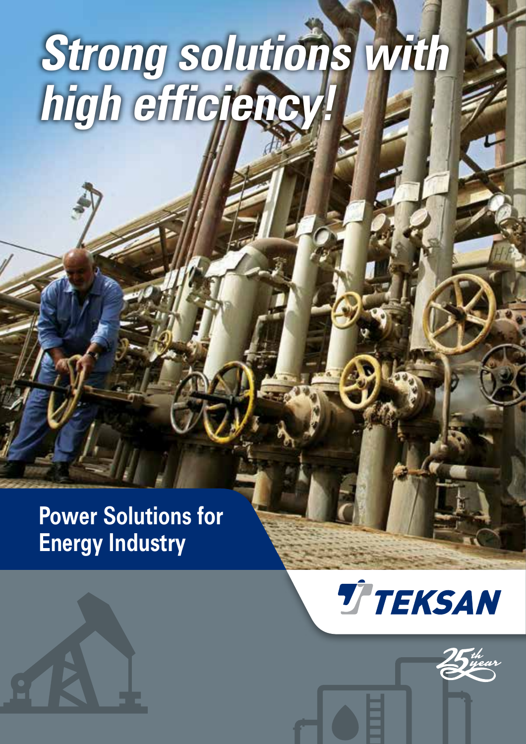# Strong solutions with high efficiency!

## Power Solutions for Energy Industry

TEKSAN

25th year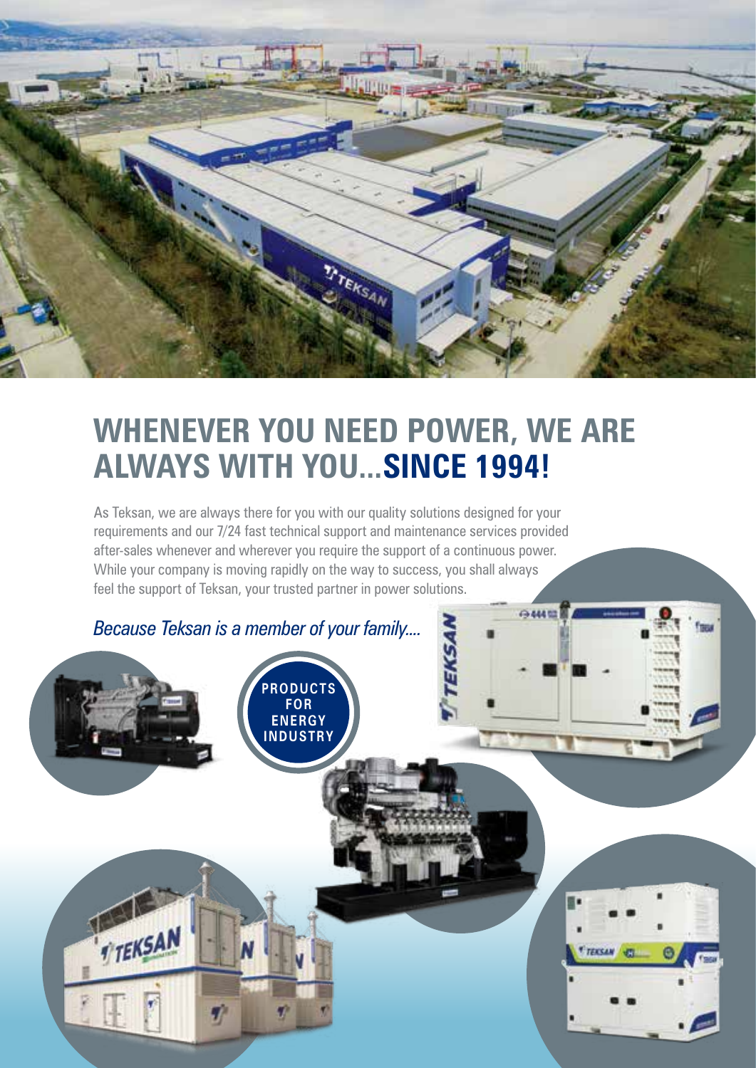# WHENEVER YOU NEED POWER, WE ARE ALWAYS WITH YOU...**SINCE 1994!**

As Teksan, we are always there for you with our quality solutions designed for your requirements and our 7/24 fast technical support and maintenance services provided after-sales whenever and wherever you require the support of a continuous power. While your company is moving rapidly on the way to success, you shall always feel the support of Teksan, your trusted partner in power solutions.

*Because Teksan is a member of your family....*

**PRODUCTS FOR ENERGY INDUSTRY**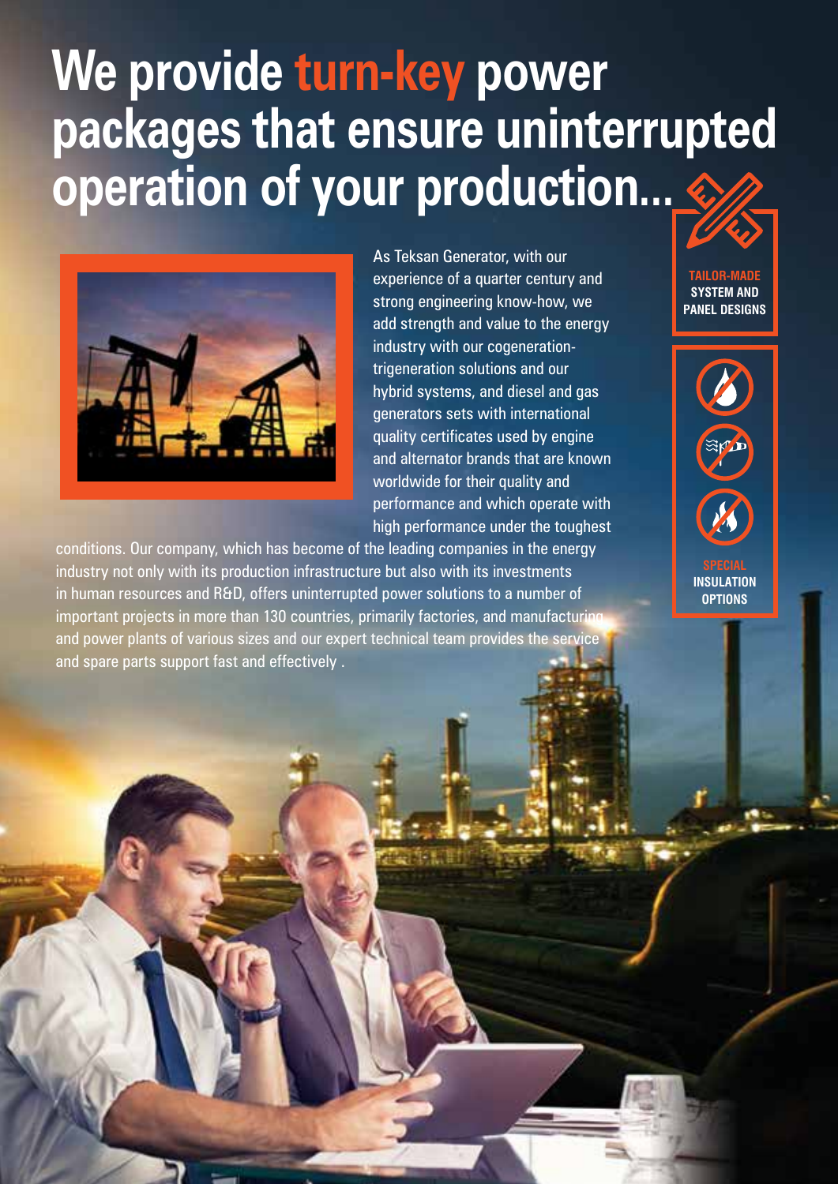# We provide turn-key power packages that ensure uninterrupted operation of your production...

As Teksan Generator, with our experience of a quarter century and strong engineering know-how, we add strength and value to the energy industry with our cogeneration-trigeneration solutions and our hybrid systems, and diesel and gas generators sets with international quality certificates used by engine and alternator brands that are known worldwide for their quality and performance and which operate with high performance under the toughest conditions. Our company, which has become of the leading companies in the energy industry not only with its production infrastructure but also with its investments in human resources and R&D, offers uninterrupted power solutions to a number of important projects in more than 130 countries, primarily factories, and manufacturing and power plants of various sizes and our expert technical team provides the service and spare parts support fast and effectively .

**TAILOR-MADE SYSTEM AND PANEL DESIGNS**

**SPECIAL INSULATION OPTIONS**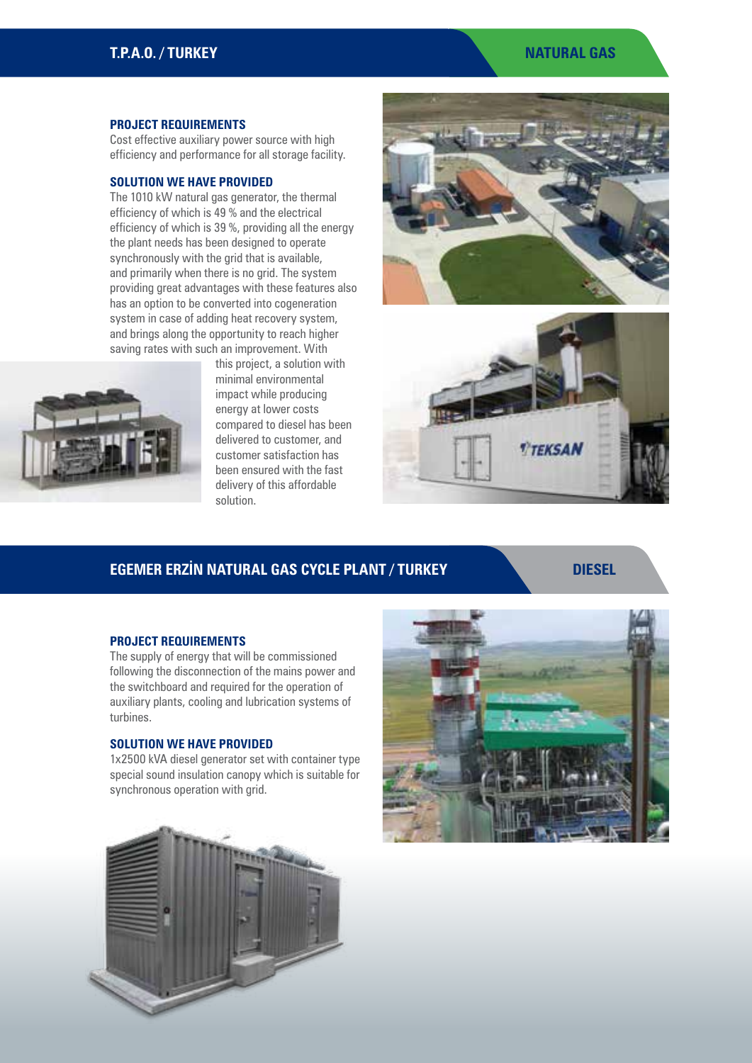## T.P.A.O. / TURKEY

**NATURAL GAS**

### PROJECT REQUIREMENTS

Cost effective auxiliary power source with high efficiency and performance for all storage facility.

### SOLUTION WE HAVE PROVIDED

The 1010 kW natural gas generator, the thermal efficiency of which is 49 % and the electrical efficiency of which is 39 %, providing all the energy the plant needs has been designed to operate synchronously with the grid that is available, and primarily when there is no grid. The system providing great advantages with these features also has an option to be converted into cogeneration system in case of adding heat recovery system, and brings along the opportunity to reach higher saving rates with such an improvement. With this project, a solution with minimal environmental impact while producing energy at lower costs compared to diesel has been delivered to customer, and customer satisfaction has been ensured with the fast delivery of this affordable solution.

## EGEMER ERZİN NATURAL GAS CYCLE PLANT / TURKEY

**DIESEL**

### PROJECT REQUIREMENTS

The supply of energy that will be commissioned following the disconnection of the mains power and the switchboard and required for the operation of auxiliary plants, cooling and lubrication systems of turbines.

### SOLUTION WE HAVE PROVIDED

1x2500 kVA diesel generator set with container type special sound insulation canopy which is suitable for synchronous operation with grid.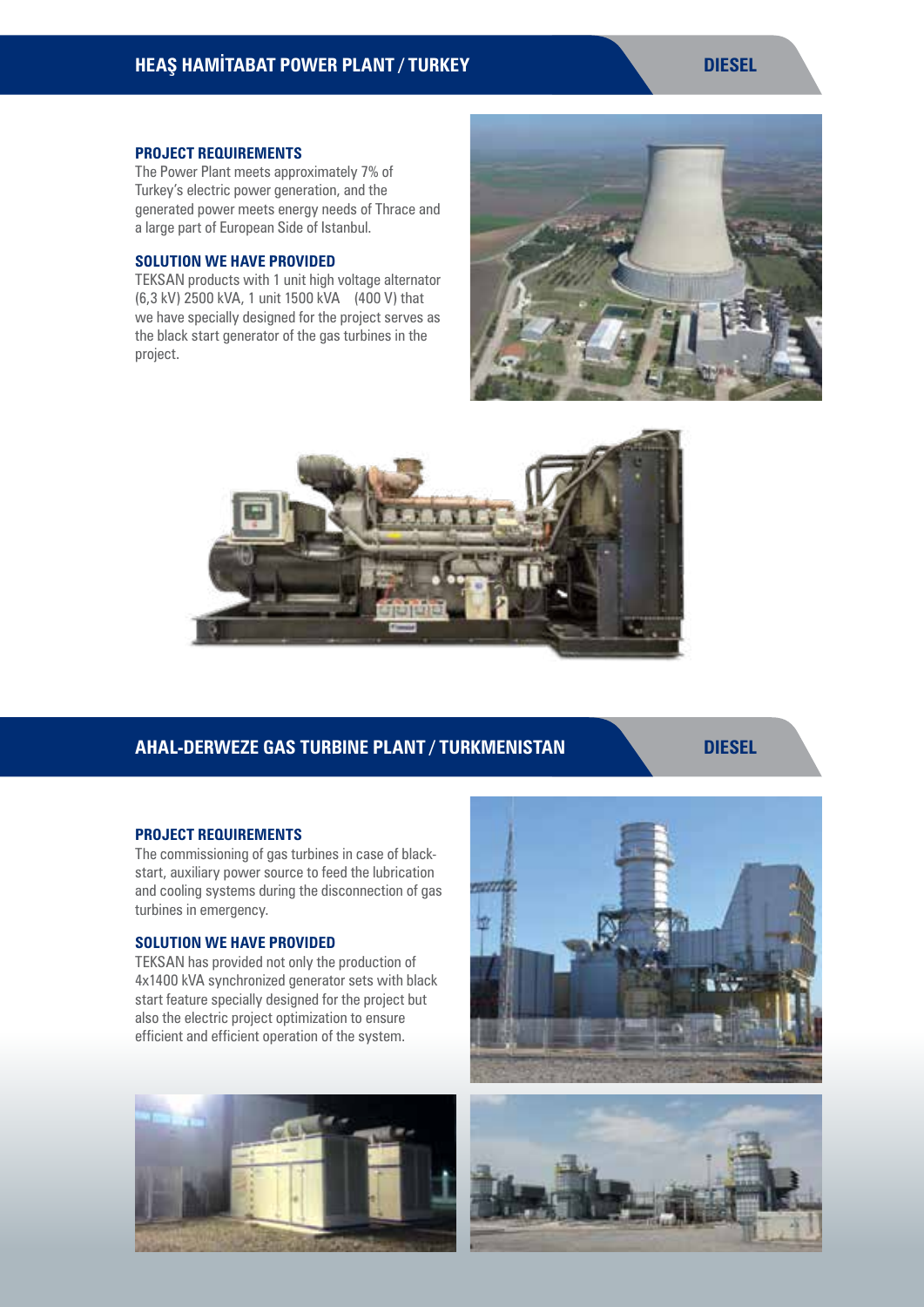## HEAŞ HAMİTABAT POWER PLANT / TURKEY

**DIESEL**

### PROJECT REQUIREMENTS

The Power Plant meets approximately 7% of Turkey's electric power generation, and the generated power meets energy needs of Thrace and a large part of European Side of Istanbul.

### SOLUTION WE HAVE PROVIDED

TEKSAN products with 1 unit high voltage alternator (6,3 kV) 2500 kVA, 1 unit 1500 kVA (400 V) that we have specially designed for the project serves as the black start generator of the gas turbines in the project.

## AHAL-DERWEZE GAS TURBINE PLANT / TURKMENISTAN

**DIESEL**

### PROJECT REQUIREMENTS

The commissioning of gas turbines in case of black-start, auxiliary power source to feed the lubrication and cooling systems during the disconnection of gas turbines in emergency.

### SOLUTION WE HAVE PROVIDED

TEKSAN has provided not only the production of 4x1400 kVA synchronized generator sets with black start feature specially designed for the project but also the electric project optimization to ensure efficient and efficient operation of the system.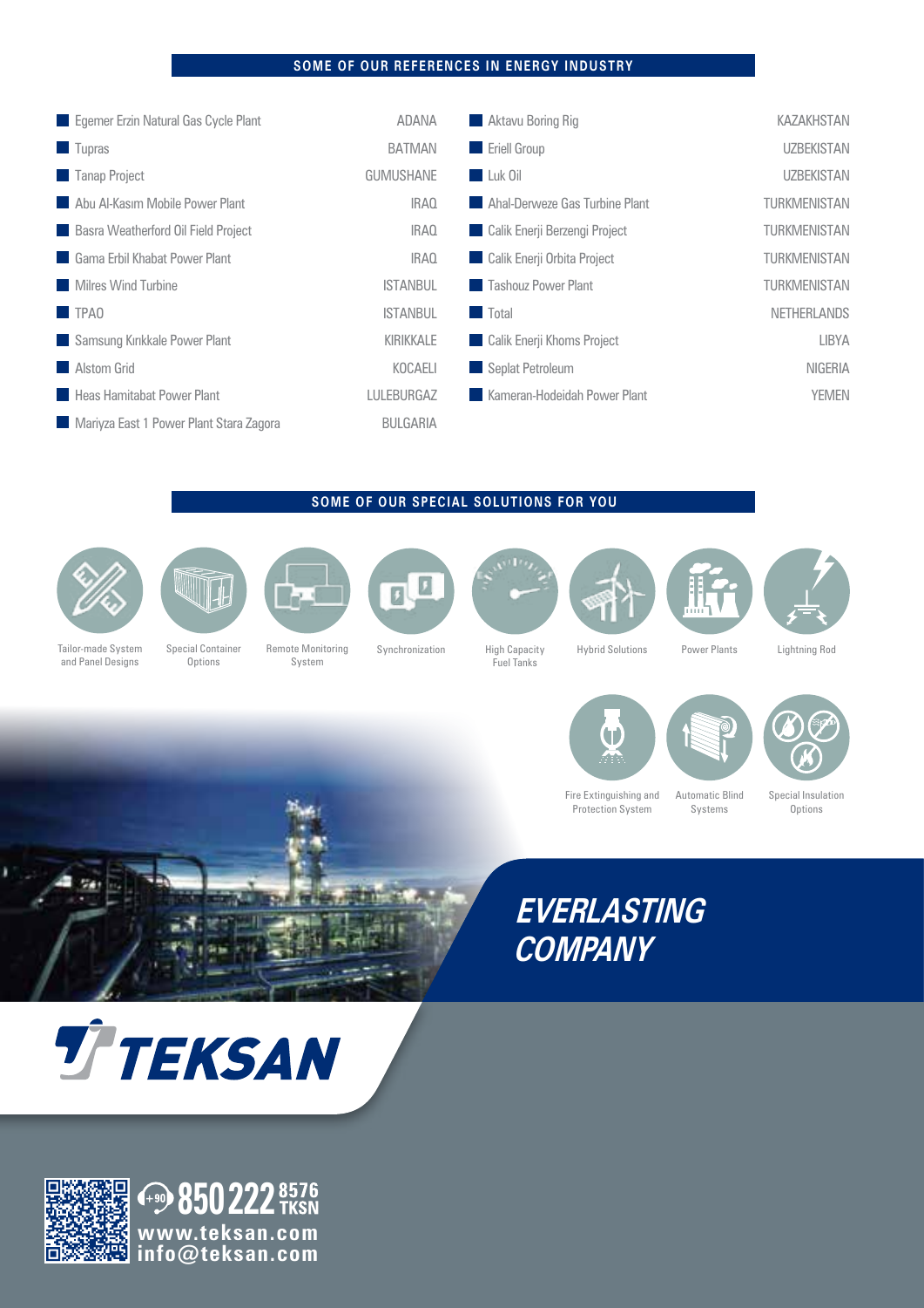## SOME OF OUR REFERENCES IN ENERGY INDUSTRY

| | |
|---|---|
| Egemer Erzin Natural Gas Cycle Plant | ADANA |
| Tupras | BATMAN |
| Tanap Project | GUMUSHANE |
| Abu Al-Kasım Mobile Power Plant | IRAQ |
| Basra Weatherford Oil Field Project | IRAQ |
| Gama Erbil Khabat Power Plant | IRAQ |
| Milres Wind Turbine | ISTANBUL |
| TPAO | ISTANBUL |
| Samsung Kırıkkale Power Plant | KIRIKKALE |
| Alstom Grid | KOCAELI |
| Heas Hamitabat Power Plant | LULEBURGAZ |
| Mariyza East 1 Power Plant Stara Zagora | BULGARIA |
| Aktavu Boring Rig | KAZAKHSTAN |
| Eriell Group | UZBEKISTAN |
| Luk Oil | UZBEKISTAN |
| Ahal-Derweze Gas Turbine Plant | TURKMENISTAN |
| Calik Enerji Berzengi Project | TURKMENISTAN |
| Calik Enerji Orbita Project | TURKMENISTAN |
| Tashouz Power Plant | TURKMENISTAN |
| Total | NETHERLANDS |
| Calik Enerji Khoms Project | LIBYA |
| Seplat Petroleum | NIGERIA |
| Kameran-Hodeidah Power Plant | YEMEN |

## SOME OF OUR SPECIAL SOLUTIONS FOR YOU

- Tailor-made System and Panel Designs
- Special Container Options
- Remote Monitoring System
- Synchronization
- High Capacity Fuel Tanks
- Hybrid Solutions
- Power Plants
- Lightning Rod
- Fire Extinguishing and Protection System
- Automatic Blind Systems
- Special Insulation Options

*EVERLASTING COMPANY*

TEKSAN

+90 850 222 8576 TKSN
www.teksan.com
info@teksan.com